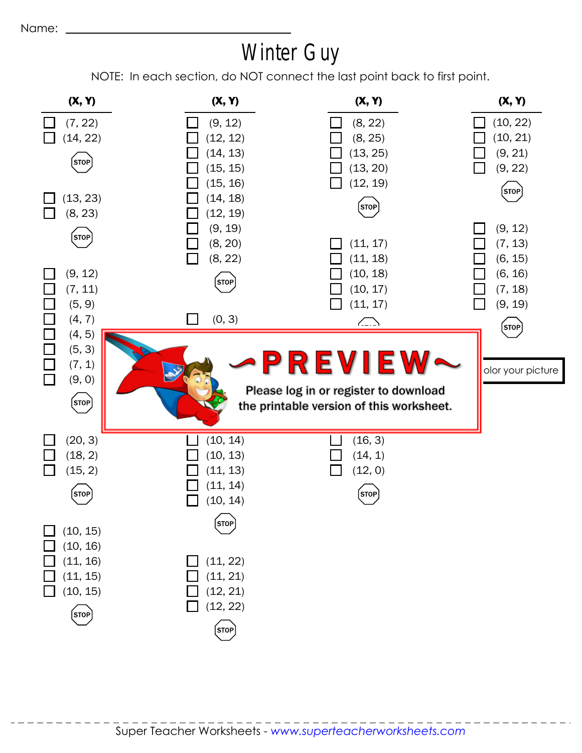Name: ______________________________

# Winter Guy

NOTE: In each section, do NOT connect the last point back to first point.

**(X, Y)**

☐ (7, 22)
☐ (14, 22)

STOP

☐ (13, 23)
☐ (8, 23)

STOP

☐ (9, 12)
☐ (7, 11)
☐ (5, 9)
☐ (4, 7)
☐ (4, 5)
☐ (5, 3)
☐ (7, 1)
☐ (9, 0)

STOP

☐ (20, 3)
☐ (18, 2)
☐ (15, 2)

STOP

☐ (10, 15)
☐ (10, 16)
☐ (11, 16)
☐ (11, 15)
☐ (10, 15)

STOP

**(X, Y)**

☐ (9, 12)
☐ (12, 12)
☐ (14, 13)
☐ (15, 15)
☐ (15, 16)
☐ (14, 18)
☐ (12, 19)
☐ (9, 19)
☐ (8, 20)
☐ (8, 22)

STOP

☐ (0, 3)

☐ (10, 14)
☐ (10, 13)
☐ (11, 13)
☐ (11, 14)
☐ (10, 14)

STOP

☐ (11, 22)
☐ (11, 21)
☐ (12, 21)
☐ (12, 22)

STOP

**(X, Y)**

☐ (8, 22)
☐ (8, 25)
☐ (13, 25)
☐ (13, 20)
☐ (12, 19)

STOP

☐ (11, 17)
☐ (11, 18)
☐ (10, 18)
☐ (10, 17)
☐ (11, 17)

STOP

☐ (16, 3)
☐ (14, 1)
☐ (12, 0)

STOP

**(X, Y)**

☐ (10, 22)
☐ (10, 21)
☐ (9, 21)
☐ (9, 22)

STOP

☐ (9, 12)
☐ (7, 13)
☐ (6, 15)
☐ (6, 16)
☐ (7, 18)
☐ (9, 19)

STOP

olor your picture

~PREVIEW~

Please log in or register to download the printable version of this worksheet.

Super Teacher Worksheets - www.superteacherworksheets.com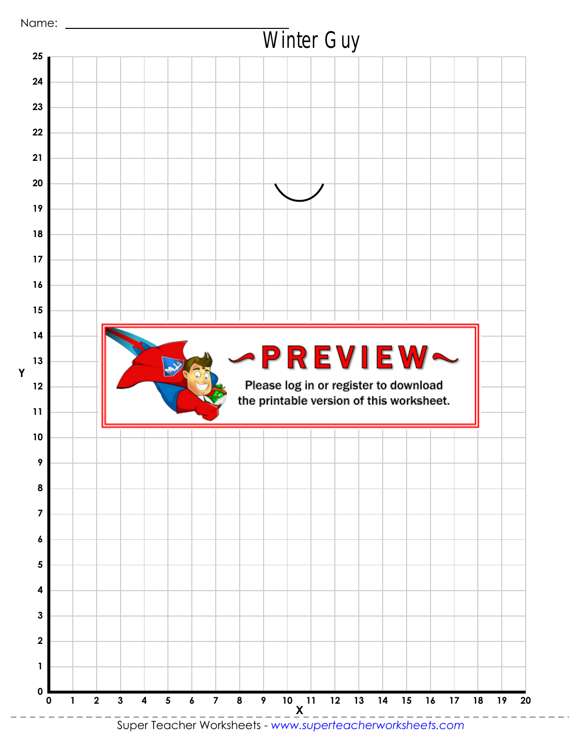Name: ______________________________

# Winter Guy

~PREVIEW~

Please log in or register to download the printable version of this worksheet.

Y

X

0 1 2 3 4 5 6 7 8 9 10 11 12 13 14 15 16 17 18 19 20

Super Teacher Worksheets - www.superteacherworksheets.com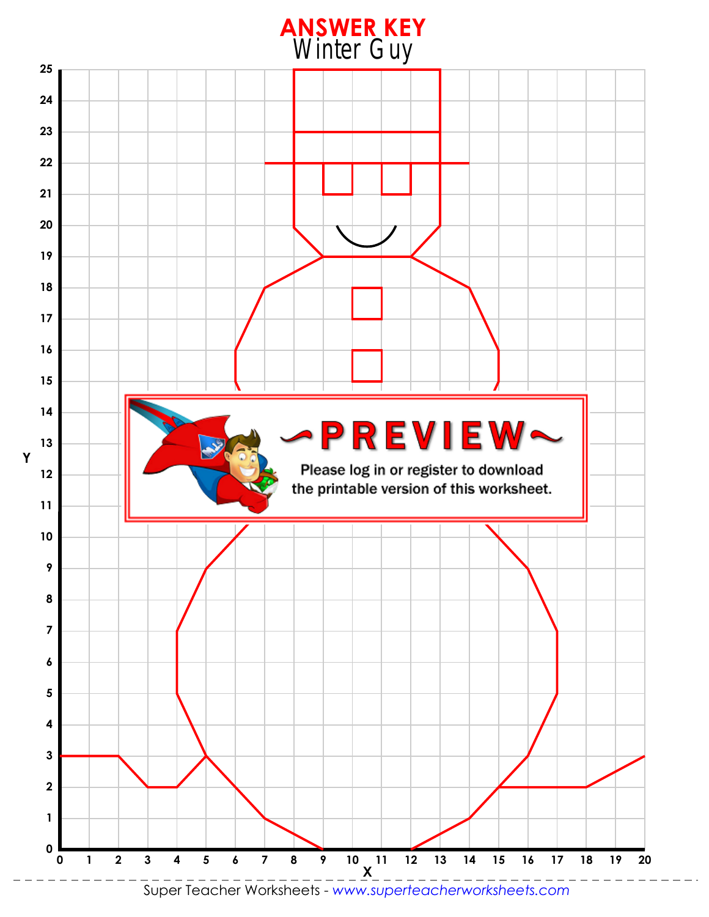# ANSWER KEY

## Winter Guy

25
24
23
22
21
20
19
18
17
16
15
14
13
12
11
10
9
8
7
6
5
4
3
2
1
0

Y

0 1 2 3 4 5 6 7 8 9 10 11 12 13 14 15 16 17 18 19 20

X

~PREVIEW~

Please log in or register to download the printable version of this worksheet.

Super Teacher Worksheets - www.superteacherworksheets.com